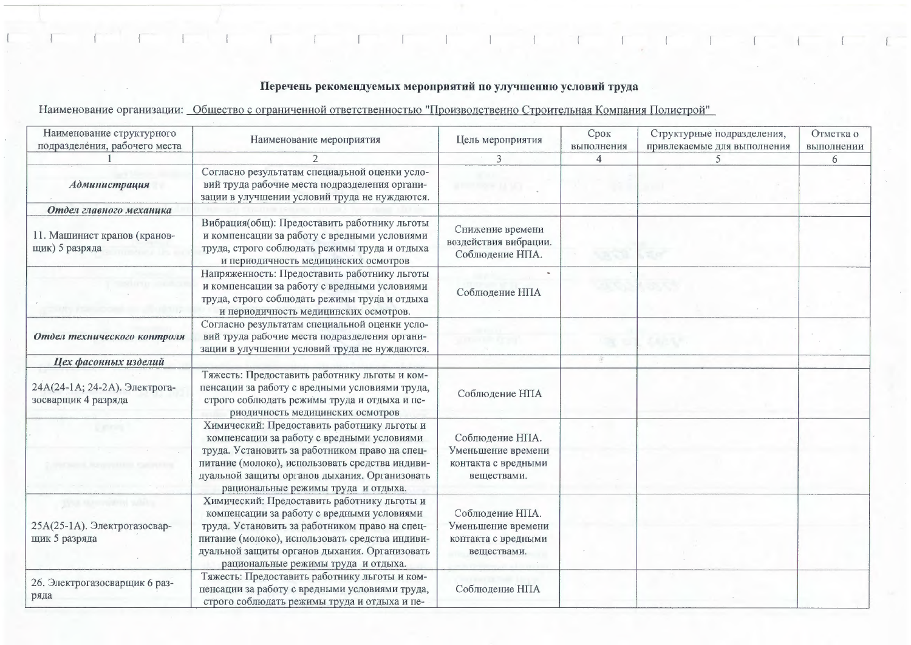**Перечень рекомендуемых мероприятий по улучшению условий труда**

Наименование организации: Общество с ограниченной ответственностью "Производственно Строительная Компания Полистрой"

| Наименование структурного подразделения, рабочего места | Наименование мероприятия | Цель мероприятия | Срок выполнения | Структурные подразделения, привлекаемые для выполнения | Отметка о выполнении |
|---|---|---|---|---|---|
| 1 | 2 | 3 | 4 | 5 | 6 |
| ***Администрация*** | Согласно результатам специальной оценки условий труда рабочие места подразделения организации в улучшении условий труда не нуждаются. | | | | |
| ***Отдел главного механика*** | | | | | |
| 11. Машинист кранов (крановщик) 5 разряда | Вибрация(общ): Предоставить работнику льготы и компенсации за работу с вредными условиями труда, строго соблюдать режимы труда и отдыха и периодичность медицинских осмотров | Снижение времени воздействия вибрации. Соблюдение НПА. | | | |
| | Напряженность: Предоставить работнику льготы и компенсации за работу с вредными условиями труда, строго соблюдать режимы труда и отдыха и периодичность медицинских осмотров. | Соблюдение НПА | | | |
| ***Отдел технического контроля*** | Согласно результатам специальной оценки условий труда рабочие места подразделения организации в улучшении условий труда не нуждаются. | | | | |
| ***Цех фасонных изделий*** | | | | | |
| 24А(24-1А; 24-2А). Электрогазосварщик 4 разряда | Тяжесть: Предоставить работнику льготы и компенсации за работу с вредными условиями труда, строго соблюдать режимы труда и отдыха и периодичность медицинских осмотров | Соблюдение НПА | | | |
| | Химический: Предоставить работнику льготы и компенсации за работу с вредными условиями труда. Установить за работником право на спецпитание (молоко), использовать средства индивидуальной защиты органов дыхания. Организовать рациональные режимы труда и отдыха. | Соблюдение НПА. Уменьшение времени контакта с вредными веществами. | | | |
| 25А(25-1А). Электрогазосварщик 5 разряда | Химический: Предоставить работнику льготы и компенсации за работу с вредными условиями труда. Установить за работником право на спецпитание (молоко), использовать средства индивидуальной защиты органов дыхания. Организовать рациональные режимы труда и отдыха. | Соблюдение НПА. Уменьшение времени контакта с вредными веществами. | | | |
| 26. Электрогазосварщик 6 разряда | Тяжесть: Предоставить работнику льготы и компенсации за работу с вредными условиями труда, строго соблюдать режимы труда и отдыха и пе- | Соблюдение НПА | | | |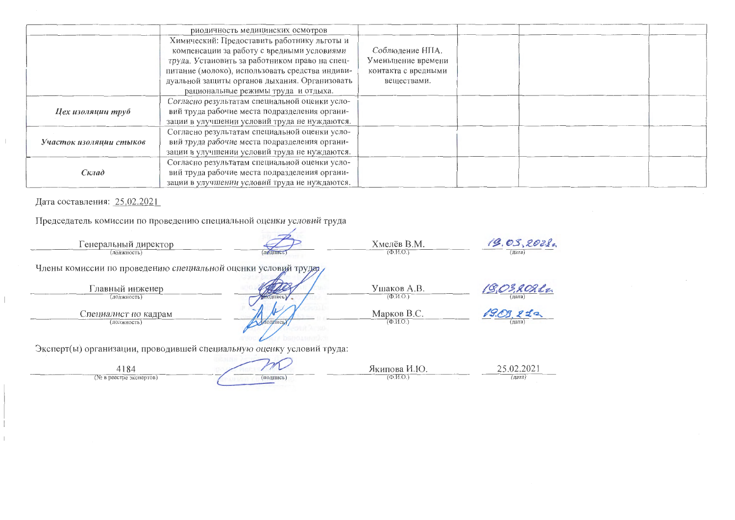| | | | | | |
|---|---|---|---|---|---|
| | риодичность медицинских осмотров | | | | |
| | Химический: Предоставить работнику льготы и компенсации за работу с вредными условиями труда. Установить за работником право на спецпитание (молоко), использовать средства индивидуальной защиты органов дыхания. Организовать рациональные режимы труда и отдыха. | Соблюдение НПА. Уменьшение времени контакта с вредными веществами. | | | |
| *Цех изоляции труб* | Согласно результатам специальной оценки условий труда рабочие места подразделения организации в улучшении условий труда не нуждаются. | | | | |
| *Участок изоляции стыков* | Согласно результатам специальной оценки условий труда рабочие места подразделения организации в улучшении условий труда не нуждаются. | | | | |
| *Склад* | Согласно результатам специальной оценки условий труда рабочие места подразделения организации в улучшении условий труда не нуждаются. | | | | |

Дата составления: 25.02.2021

Председатель комиссии по проведению специальной оценки условий труда

| Генеральный директор | | Хмелёв В.М. | 19.03.2021г. |
|---|---|---|---|
| (должность) | (подпись) | (Ф.И.О.) | (дата) |

Члены комиссии по проведению специальной оценки условий труда:

| Главный инженер | | Ушаков А.В. | 19.03.2021г. |
|---|---|---|---|
| (должность) | (подпись) | (Ф.И.О.) | (дата) |
| Специалист по кадрам | | Марков В.С. | 19.03.21г. |
| (должность) | (подпись) | (Ф.И.О.) | (дата) |

Эксперт(ы) организации, проводившей специальную оценку условий труда:

| 4184 | | Якипова И.Ю. | 25.02.2021 |
|---|---|---|---|
| (№ в реестре экспертов) | (подпись) | (Ф.И.О.) | (дата) |